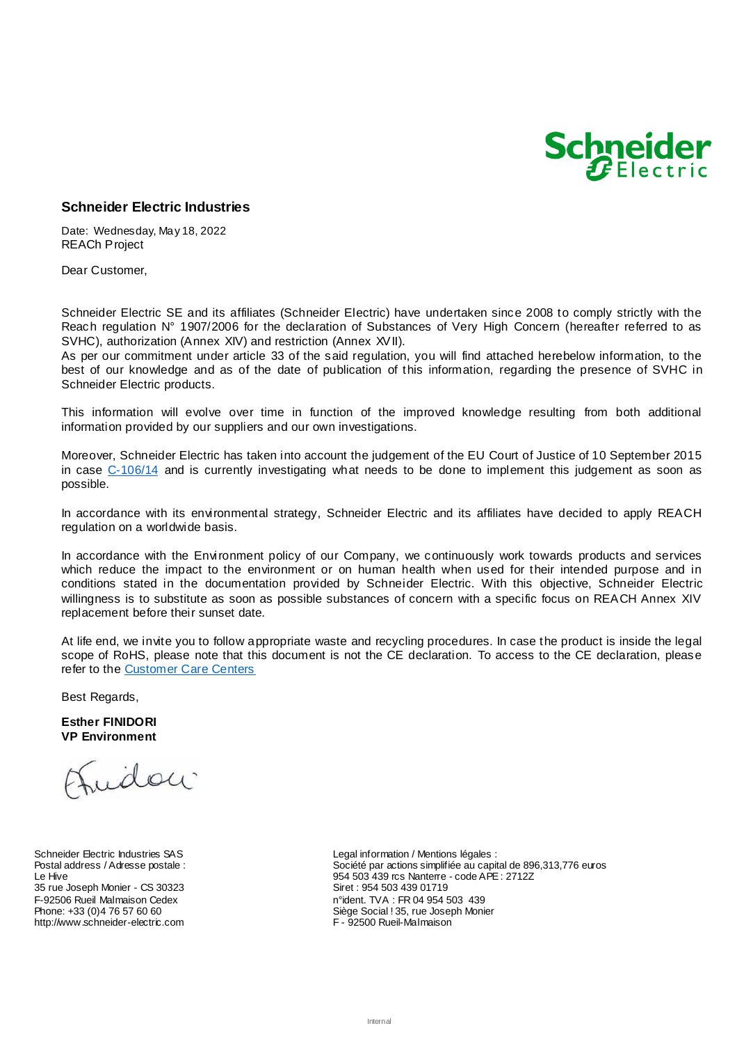## Schneider Electric Industries

Date: Wednesday, May 18, 2022
REACh Project

Dear Customer,

Schneider Electric SE and its affiliates (Schneider Electric) have undertaken since 2008 to comply strictly with the Reach regulation N° 1907/2006 for the declaration of Substances of Very High Concern (hereafter referred to as SVHC), authorization (Annex XIV) and restriction (Annex XVII).
As per our commitment under article 33 of the said regulation, you will find attached herebelow information, to the best of our knowledge and as of the date of publication of this information, regarding the presence of SVHC in Schneider Electric products.

This information will evolve over time in function of the improved knowledge resulting from both additional information provided by our suppliers and our own investigations.

Moreover, Schneider Electric has taken into account the judgement of the EU Court of Justice of 10 September 2015 in case C-106/14 and is currently investigating what needs to be done to implement this judgement as soon as possible.

In accordance with its environmental strategy, Schneider Electric and its affiliates have decided to apply REACH regulation on a worldwide basis.

In accordance with the Environment policy of our Company, we continuously work towards products and services which reduce the impact to the environment or on human health when used for their intended purpose and in conditions stated in the documentation provided by Schneider Electric. With this objective, Schneider Electric willingness is to substitute as soon as possible substances of concern with a specific focus on REACH Annex XIV replacement before their sunset date.

At life end, we invite you to follow appropriate waste and recycling procedures. In case the product is inside the legal scope of RoHS, please note that this document is not the CE declaration. To access to the CE declaration, please refer to the Customer Care Centers

Best Regards,

**Esther FINIDORI**
**VP Environment**

Schneider Electric Industries SAS
Postal address / Adresse postale :
Le Hive
35 rue Joseph Monier - CS 30323
F-92506 Rueil Malmaison Cedex
Phone: +33 (0)4 76 57 60 60
http://www.schneider-electric.com

Legal information / Mentions légales :
Société par actions simplifiée au capital de 896,313,776 euros
954 503 439 rcs Nanterre - code APE : 2712Z
Siret : 954 503 439 01719
n°ident. TVA : FR 04 954 503 439
Siège Social ! 35, rue Joseph Monier
F - 92500 Rueil-Malmaison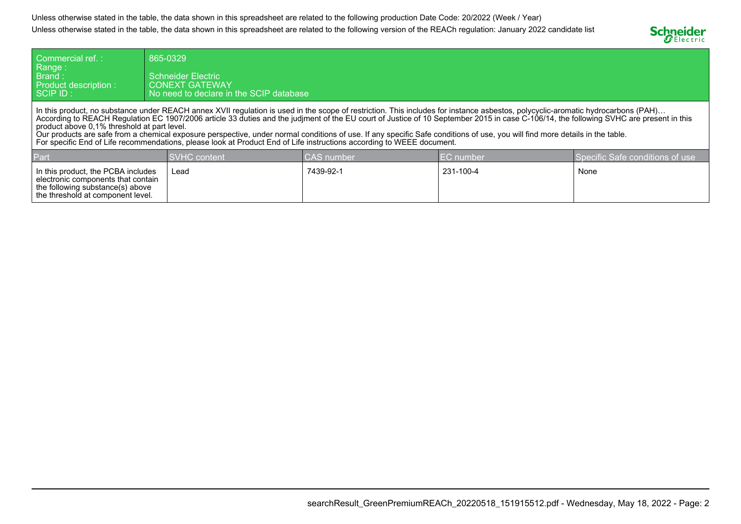Unless otherwise stated in the table, the data shown in this spreadsheet are related to the following production Date Code: 20/2022 (Week / Year)

Unless otherwise stated in the table, the data shown in this spreadsheet are related to the following version of the REACh regulation: January 2022 candidate list

| Commercial ref. : | 865-0329 |
|---|---|
| Range : | |
| Brand : | Schneider Electric |
| Product description : | CONEXT GATEWAY |
| SCIP ID : | No need to declare in the SCIP database |

In this product, no substance under REACH annex XVII regulation is used in the scope of restriction. This includes for instance asbestos, polycyclic-aromatic hydrocarbons (PAH)…
According to REACH Regulation EC 1907/2006 article 33 duties and the judjment of the EU court of Justice of 10 September 2015 in case C-106/14, the following SVHC are present in this product above 0,1% threshold at part level.
Our products are safe from a chemical exposure perspective, under normal conditions of use. If any specific Safe conditions of use, you will find more details in the table.
For specific End of Life recommendations, please look at Product End of Life instructions according to WEEE document.

| Part | SVHC content | CAS number | EC number | Specific Safe conditions of use |
|---|---|---|---|---|
| In this product, the PCBA includes electronic components that contain the following substance(s) above the threshold at component level. | Lead | 7439-92-1 | 231-100-4 | None |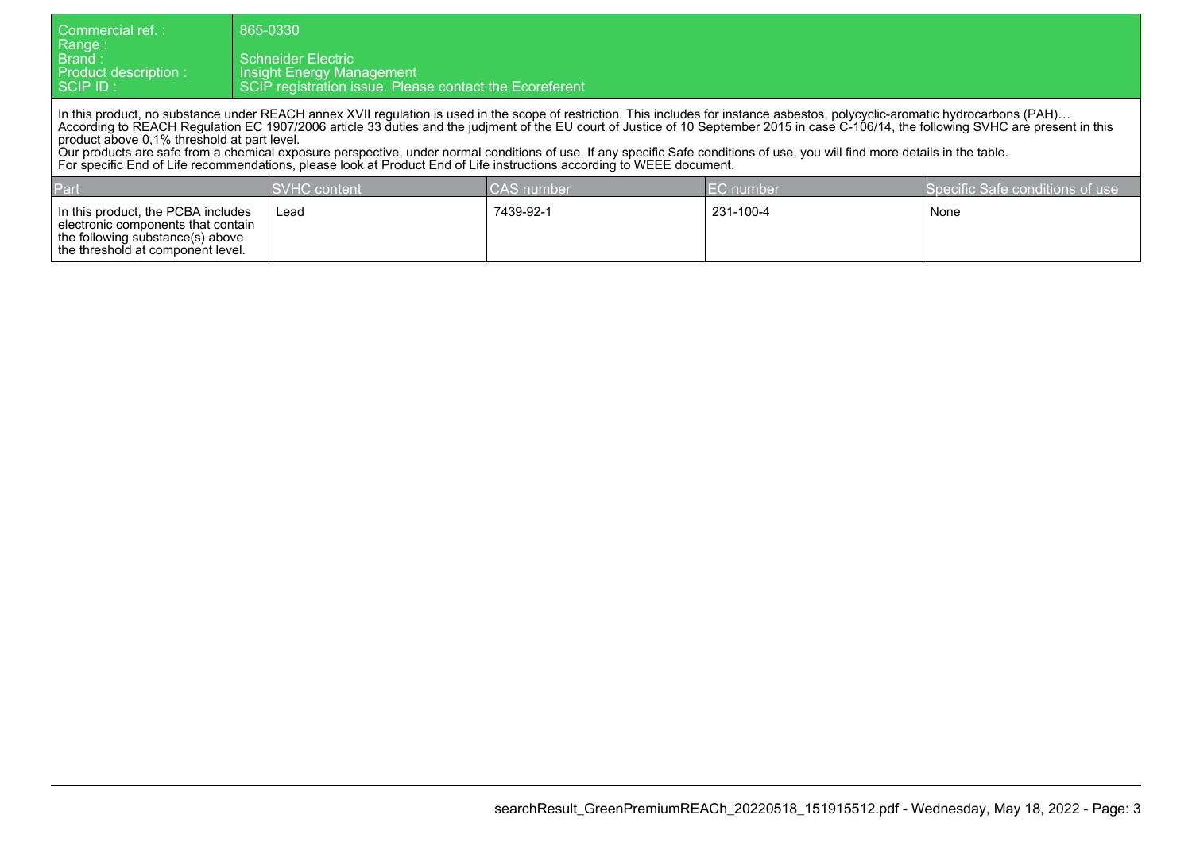| Commercial ref. : | 865-0330 |
|---|---|
| Range : | |
| Brand : | Schneider Electric |
| Product description : | Insight Energy Management |
| SCIP ID : | SCIP registration issue. Please contact the Ecoreferent |

In this product, no substance under REACH annex XVII regulation is used in the scope of restriction. This includes for instance asbestos, polycyclic-aromatic hydrocarbons (PAH)…
According to REACH Regulation EC 1907/2006 article 33 duties and the judjment of the EU court of Justice of 10 September 2015 in case C-106/14, the following SVHC are present in this product above 0,1% threshold at part level.
Our products are safe from a chemical exposure perspective, under normal conditions of use. If any specific Safe conditions of use, you will find more details in the table.
For specific End of Life recommendations, please look at Product End of Life instructions according to WEEE document.

| Part | SVHC content | CAS number | EC number | Specific Safe conditions of use |
|---|---|---|---|---|
| In this product, the PCBA includes electronic components that contain the following substance(s) above the threshold at component level. | Lead | 7439-92-1 | 231-100-4 | None |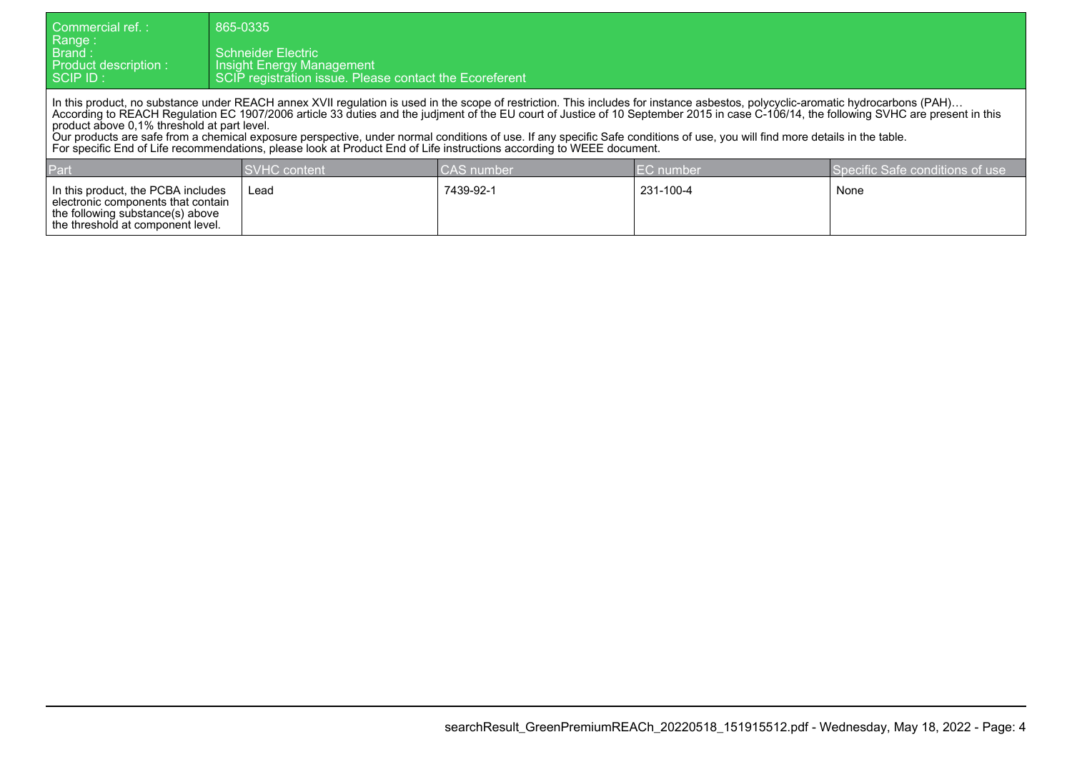| | |
|---|---|
| Commercial ref. : | 865-0335 |
| Range : | |
| Brand : | Schneider Electric |
| Product description : | Insight Energy Management |
| SCIP ID : | SCIP registration issue. Please contact the Ecoreferent |

In this product, no substance under REACH annex XVII regulation is used in the scope of restriction. This includes for instance asbestos, polycyclic-aromatic hydrocarbons (PAH)…
According to REACH Regulation EC 1907/2006 article 33 duties and the judjment of the EU court of Justice of 10 September 2015 in case C-106/14, the following SVHC are present in this product above 0,1% threshold at part level.
Our products are safe from a chemical exposure perspective, under normal conditions of use. If any specific Safe conditions of use, you will find more details in the table.
For specific End of Life recommendations, please look at Product End of Life instructions according to WEEE document.

| Part | SVHC content | CAS number | EC number | Specific Safe conditions of use |
|---|---|---|---|---|
| In this product, the PCBA includes electronic components that contain the following substance(s) above the threshold at component level. | Lead | 7439-92-1 | 231-100-4 | None |